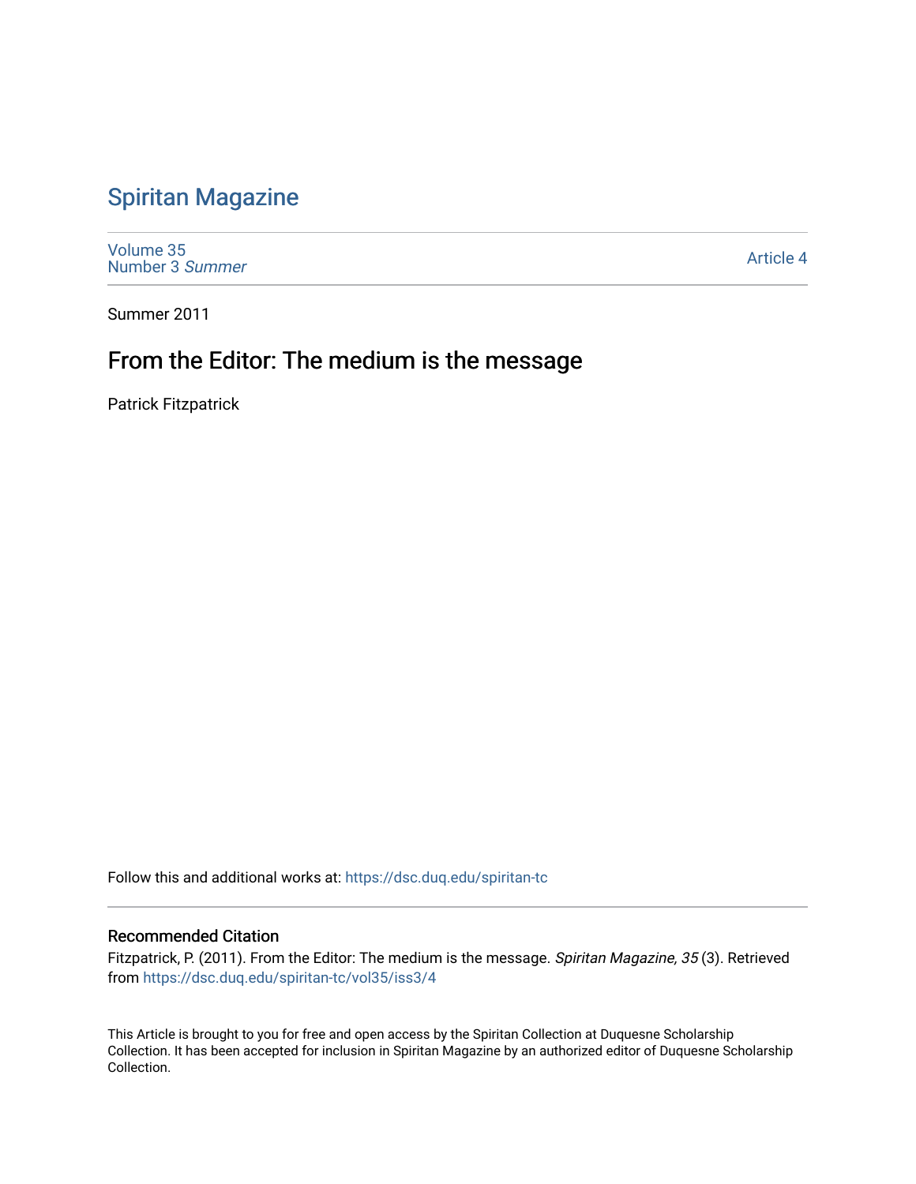# Spiritan Magazine

Volume 35
Number 3 *Summer*

Article 4

Summer 2011

## From the Editor: The medium is the message

Patrick Fitzpatrick

Follow this and additional works at: https://dsc.duq.edu/spiritan-tc

### Recommended Citation

Fitzpatrick, P. (2011). From the Editor: The medium is the message. *Spiritan Magazine, 35* (3). Retrieved from https://dsc.duq.edu/spiritan-tc/vol35/iss3/4

This Article is brought to you for free and open access by the Spiritan Collection at Duquesne Scholarship Collection. It has been accepted for inclusion in Spiritan Magazine by an authorized editor of Duquesne Scholarship Collection.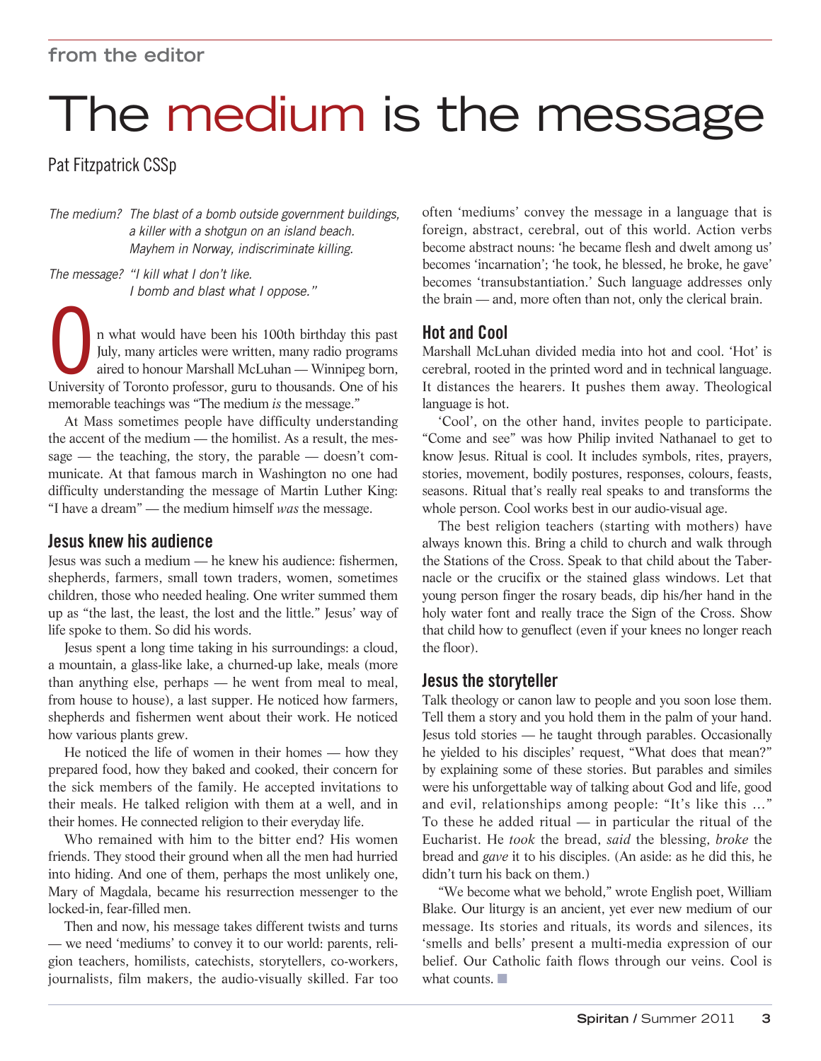from the editor

# The medium is the message

Pat Fitzpatrick CSSp

*The medium? The blast of a bomb outside government buildings,*
*a killer with a shotgun on an island beach.*
*Mayhem in Norway, indiscriminate killing.*

*The message? "I kill what I don't like.*
*I bomb and blast what I oppose."*

On what would have been his 100th birthday this past July, many articles were written, many radio programs aired to honour Marshall McLuhan — Winnipeg born, University of Toronto professor, guru to thousands. One of his memorable teachings was "The medium *is* the message."

At Mass sometimes people have difficulty understanding the accent of the medium — the homilist. As a result, the message — the teaching, the story, the parable — doesn't communicate. At that famous march in Washington no one had difficulty understanding the message of Martin Luther King: "I have a dream" — the medium himself *was* the message.

## Jesus knew his audience

Jesus was such a medium — he knew his audience: fishermen, shepherds, farmers, small town traders, women, sometimes children, those who needed healing. One writer summed them up as "the last, the least, the lost and the little." Jesus' way of life spoke to them. So did his words.

Jesus spent a long time taking in his surroundings: a cloud, a mountain, a glass-like lake, a churned-up lake, meals (more than anything else, perhaps — he went from meal to meal, from house to house), a last supper. He noticed how farmers, shepherds and fishermen went about their work. He noticed how various plants grew.

He noticed the life of women in their homes — how they prepared food, how they baked and cooked, their concern for the sick members of the family. He accepted invitations to their meals. He talked religion with them at a well, and in their homes. He connected religion to their everyday life.

Who remained with him to the bitter end? His women friends. They stood their ground when all the men had hurried into hiding. And one of them, perhaps the most unlikely one, Mary of Magdala, became his resurrection messenger to the locked-in, fear-filled men.

Then and now, his message takes different twists and turns — we need 'mediums' to convey it to our world: parents, religion teachers, homilists, catechists, storytellers, co-workers, journalists, film makers, the audio-visually skilled. Far too often 'mediums' convey the message in a language that is foreign, abstract, cerebral, out of this world. Action verbs become abstract nouns: 'he became flesh and dwelt among us' becomes 'incarnation'; 'he took, he blessed, he broke, he gave' becomes 'transubstantiation.' Such language addresses only the brain — and, more often than not, only the clerical brain.

## Hot and Cool

Marshall McLuhan divided media into hot and cool. 'Hot' is cerebral, rooted in the printed word and in technical language. It distances the hearers. It pushes them away. Theological language is hot.

'Cool', on the other hand, invites people to participate. "Come and see" was how Philip invited Nathanael to get to know Jesus. Ritual is cool. It includes symbols, rites, prayers, stories, movement, bodily postures, responses, colours, feasts, seasons. Ritual that's really real speaks to and transforms the whole person. Cool works best in our audio-visual age.

The best religion teachers (starting with mothers) have always known this. Bring a child to church and walk through the Stations of the Cross. Speak to that child about the Tabernacle or the crucifix or the stained glass windows. Let that young person finger the rosary beads, dip his/her hand in the holy water font and really trace the Sign of the Cross. Show that child how to genuflect (even if your knees no longer reach the floor).

## Jesus the storyteller

Talk theology or canon law to people and you soon lose them. Tell them a story and you hold them in the palm of your hand. Jesus told stories — he taught through parables. Occasionally he yielded to his disciples' request, "What does that mean?" by explaining some of these stories. But parables and similes were his unforgettable way of talking about God and life, good and evil, relationships among people: "It's like this …" To these he added ritual — in particular the ritual of the Eucharist. He *took* the bread, *said* the blessing, *broke* the bread and *gave* it to his disciples. (An aside: as he did this, he didn't turn his back on them.)

"We become what we behold," wrote English poet, William Blake. Our liturgy is an ancient, yet ever new medium of our message. Its stories and rituals, its words and silences, its 'smells and bells' present a multi-media expression of our belief. Our Catholic faith flows through our veins. Cool is what counts. ■